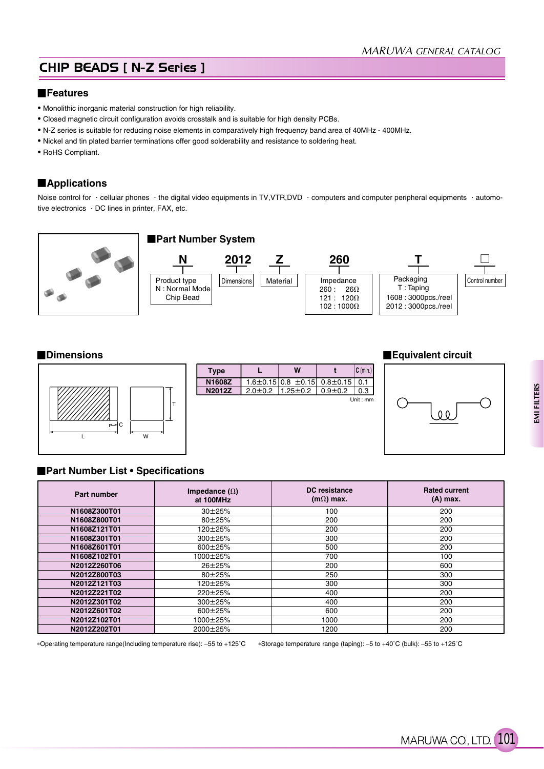# CHIP BEADS [ N-Z Series ]

## Features

- Monolithic inorganic material construction for high reliability.
- Closed magnetic circuit configuration avoids crosstalk and is suitable for high density PCBs.
- N-Z series is suitable for reducing noise elements in comparatively high frequency band area of 40MHz - 400MHz.
- Nickel and tin plated barrier terminations offer good solderability and resistance to soldering heat.
- RoHS Compliant.

## Applications

Noise control for · cellular phones · the digital video equipments in TV,VTR,DVD · computers and computer peripheral equipments · automotive electronics · DC lines in printer, FAX, etc.

## Part Number System

| N | 2012 | Z | 260 | T | □ |
|---|---|---|---|---|---|
| Product type<br>N : Normal Mode Chip Bead | Dimensions | Material | Impedance<br>260 : 26Ω<br>121 : 120Ω<br>102 : 1000Ω | Packaging<br>T : Taping<br>1608 : 3000pcs./reel<br>2012 : 3000pcs./reel | Control number |

## Dimensions

| Type | L | W | t | C (min.) |
|---|---|---|---|---|
| N1608Z | 1.6±0.15 | 0.8 ±0.15 | 0.8±0.15 | 0.1 |
| N2012Z | 2.0±0.2 | 1.25±0.2 | 0.9±0.2 | 0.3 |

Unit : mm

## Equivalent circuit

## Part Number List • Specifications

| Part number | Impedance (Ω) at 100MHz | DC resistance (mΩ) max. | Rated current (A) max. |
|---|---|---|---|
| N1608Z300T01 | 30±25% | 100 | 200 |
| N1608Z800T01 | 80±25% | 200 | 200 |
| N1608Z121T01 | 120±25% | 200 | 200 |
| N1608Z301T01 | 300±25% | 300 | 200 |
| N1608Z601T01 | 600±25% | 500 | 200 |
| N1608Z102T01 | 1000±25% | 700 | 100 |
| N2012Z260T06 | 26±25% | 200 | 600 |
| N2012Z800T03 | 80±25% | 250 | 300 |
| N2012Z121T03 | 120±25% | 300 | 300 |
| N2012Z221T02 | 220±25% | 400 | 200 |
| N2012Z301T02 | 300±25% | 400 | 200 |
| N2012Z601T02 | 600±25% | 600 | 200 |
| N2012Z102T01 | 1000±25% | 1000 | 200 |
| N2012Z202T01 | 2000±25% | 1200 | 200 |

*Operating temperature range(Including temperature rise): –55 to +125˚C  *Storage temperature range (taping): –5 to +40˚C (bulk): –55 to +125˚C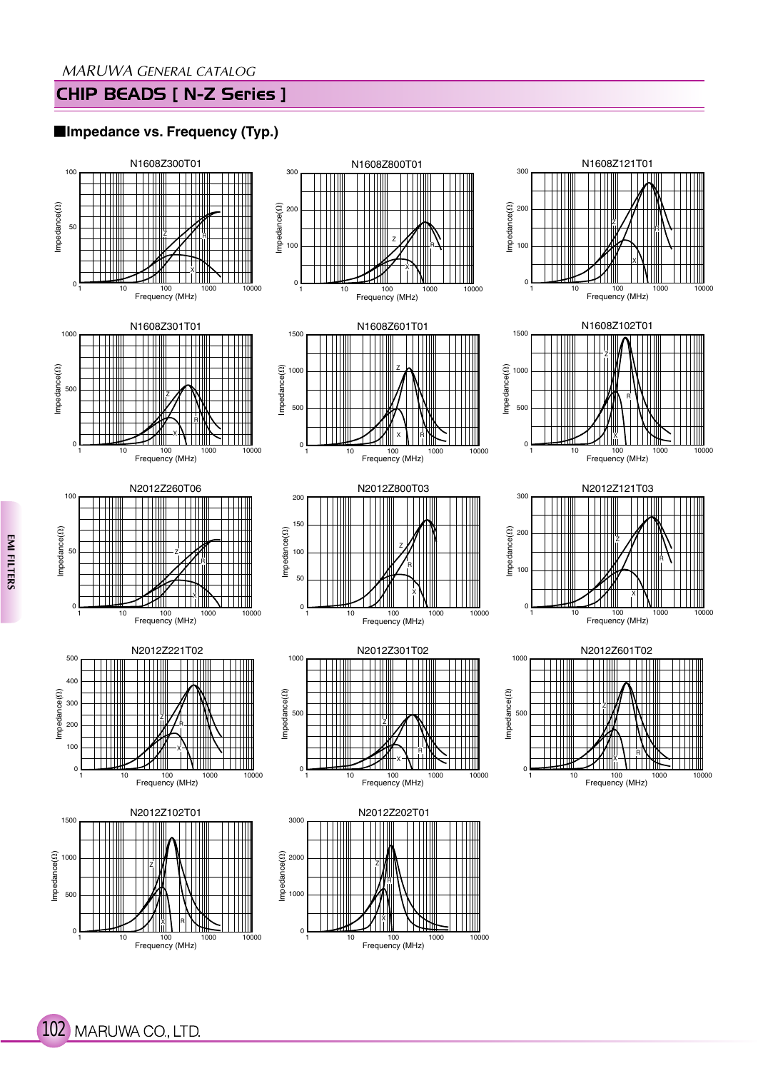## CHIP BEADS [ N-Z Series ]

### ■Impedance vs. Frequency (Typ.)

N1608Z300T01
Impedance(Ω)
100
50
0
1 10 100 1000 10000
Frequency (MHz)
Z R X

N1608Z800T01
Impedance(Ω)
300
200
100
0
1 10 100 1000 10000
Frequency (MHz)
Z R X

N1608Z121T01
Impedance(Ω)
300
200
100
0
1 10 100 1000 10000
Frequency (MHz)
Z R X

N1608Z301T01
Impedance(Ω)
1000
500
0
1 10 100 1000 10000
Frequency (MHz)
Z R X

N1608Z601T01
Impedance(Ω)
1500
1000
500
0
1 10 100 1000 10000
Frequency (MHz)
Z R X

N1608Z102T01
Impedance(Ω)
1500
1000
500
0
1 10 100 1000 10000
Frequency (MHz)
Z R X

N2012Z260T06
Impedance(Ω)
100
50
0
1 10 100 1000 10000
Frequency (MHz)
Z R X

N2012Z800T03
Impedance(Ω)
200
150
100
50
0
1 10 100 1000 10000
Frequency (MHz)
Z R X

N2012Z121T03
Impedance(Ω)
300
200
100
0
1 10 100 1000 10000
Frequency (MHz)
Z R X

N2012Z221T02
Impedance(Ω)
500
400
300
200
100
0
1 10 100 1000 10000
Frequency (MHz)
Z R X

N2012Z301T02
Impedance(Ω)
1000
500
0
1 10 100 1000 10000
Frequency (MHz)
Z R X

N2012Z601T02
Impedance(Ω)
1000
500
0
1 10 100 1000 10000
Frequency (MHz)
Z R X

N2012Z102T01
Impedance(Ω)
1500
1000
500
0
1 10 100 1000 10000
Frequency (MHz)
Z R X

N2012Z202T01
Impedance(Ω)
3000
2000
1000
0
1 10 100 1000 10000
Frequency (MHz)
Z R X